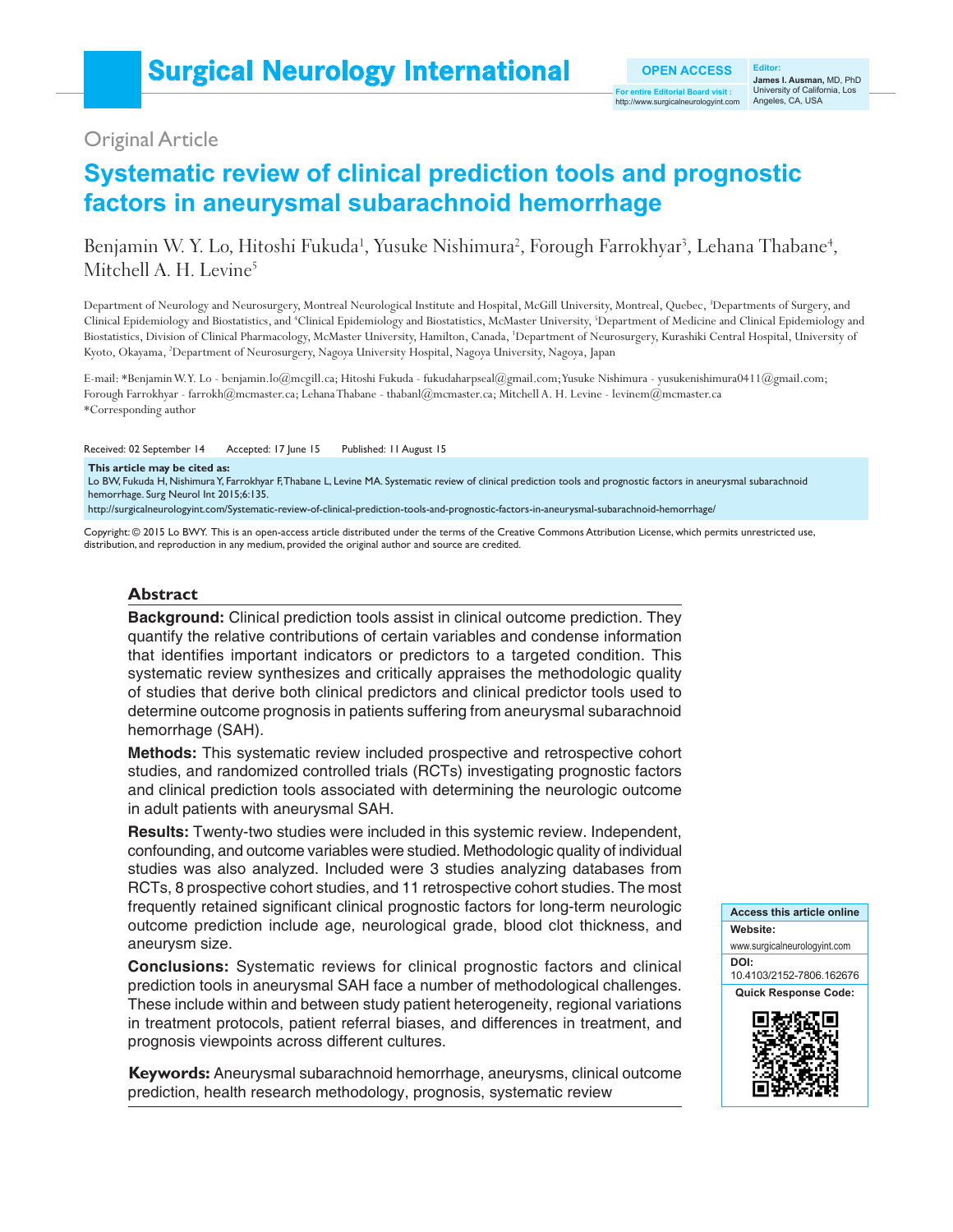Surgical Neurology International

OPEN ACCESS

For entire Editorial Board visit : http://www.surgicalneurologyint.com

Editor: **James I. Ausman**, MD, PhD University of California, Los Angeles, CA, USA

Original Article

# Systematic review of clinical prediction tools and prognostic factors in aneurysmal subarachnoid hemorrhage

Benjamin W. Y. Lo, Hitoshi Fukuda[1], Yusuke Nishimura[2], Forough Farrokhyar[3], Lehana Thabane[4], Mitchell A. H. Levine[5]

Department of Neurology and Neurosurgery, Montreal Neurological Institute and Hospital, McGill University, Montreal, Quebec, [3]Departments of Surgery, and Clinical Epidemiology and Biostatistics, and [4]Clinical Epidemiology and Biostatistics, McMaster University, [5]Department of Medicine and Clinical Epidemiology and Biostatistics, Division of Clinical Pharmacology, McMaster University, Hamilton, Canada, [1]Department of Neurosurgery, Kurashiki Central Hospital, University of Kyoto, Okayama, [2]Department of Neurosurgery, Nagoya University Hospital, Nagoya University, Nagoya, Japan

E-mail: *Benjamin W. Y. Lo - benjamin.lo@mcgill.ca; Hitoshi Fukuda - fukudaharpseal@gmail.com; Yusuke Nishimura - yusukenishimura0411@gmail.com; Forough Farrokhyar - farrokh@mcmaster.ca; Lehana Thabane - thabanl@mcmaster.ca; Mitchell A. H. Levine - levinem@mcmaster.ca
*Corresponding author

Received: 02 September 14 Accepted: 17 June 15 Published: 11 August 15

**This article may be cited as:**
Lo BW, Fukuda H, Nishimura Y, Farrokhyar F, Thabane L, Levine MA. Systematic review of clinical prediction tools and prognostic factors in aneurysmal subarachnoid hemorrhage. Surg Neurol Int 2015;6:135.
http://surgicalneurologyint.com/Systematic-review-of-clinical-prediction-tools-and-prognostic-factors-in-aneurysmal-subarachnoid-hemorrhage/

Copyright: © 2015 Lo BWY. This is an open-access article distributed under the terms of the Creative Commons Attribution License, which permits unrestricted use, distribution, and reproduction in any medium, provided the original author and source are credited.

## Abstract

**Background:** Clinical prediction tools assist in clinical outcome prediction. They quantify the relative contributions of certain variables and condense information that identifies important indicators or predictors to a targeted condition. This systematic review synthesizes and critically appraises the methodologic quality of studies that derive both clinical predictors and clinical predictor tools used to determine outcome prognosis in patients suffering from aneurysmal subarachnoid hemorrhage (SAH).

**Methods:** This systematic review included prospective and retrospective cohort studies, and randomized controlled trials (RCTs) investigating prognostic factors and clinical prediction tools associated with determining the neurologic outcome in adult patients with aneurysmal SAH.

**Results:** Twenty-two studies were included in this systemic review. Independent, confounding, and outcome variables were studied. Methodologic quality of individual studies was also analyzed. Included were 3 studies analyzing databases from RCTs, 8 prospective cohort studies, and 11 retrospective cohort studies. The most frequently retained significant clinical prognostic factors for long-term neurologic outcome prediction include age, neurological grade, blood clot thickness, and aneurysm size.

**Conclusions:** Systematic reviews for clinical prognostic factors and clinical prediction tools in aneurysmal SAH face a number of methodological challenges. These include within and between study patient heterogeneity, regional variations in treatment protocols, patient referral biases, and differences in treatment, and prognosis viewpoints across different cultures.

**Keywords:** Aneurysmal subarachnoid hemorrhage, aneurysms, clinical outcome prediction, health research methodology, prognosis, systematic review

**Access this article online**
**Website:** www.surgicalneurologyint.com
**DOI:** 10.4103/2152-7806.162676
**Quick Response Code:**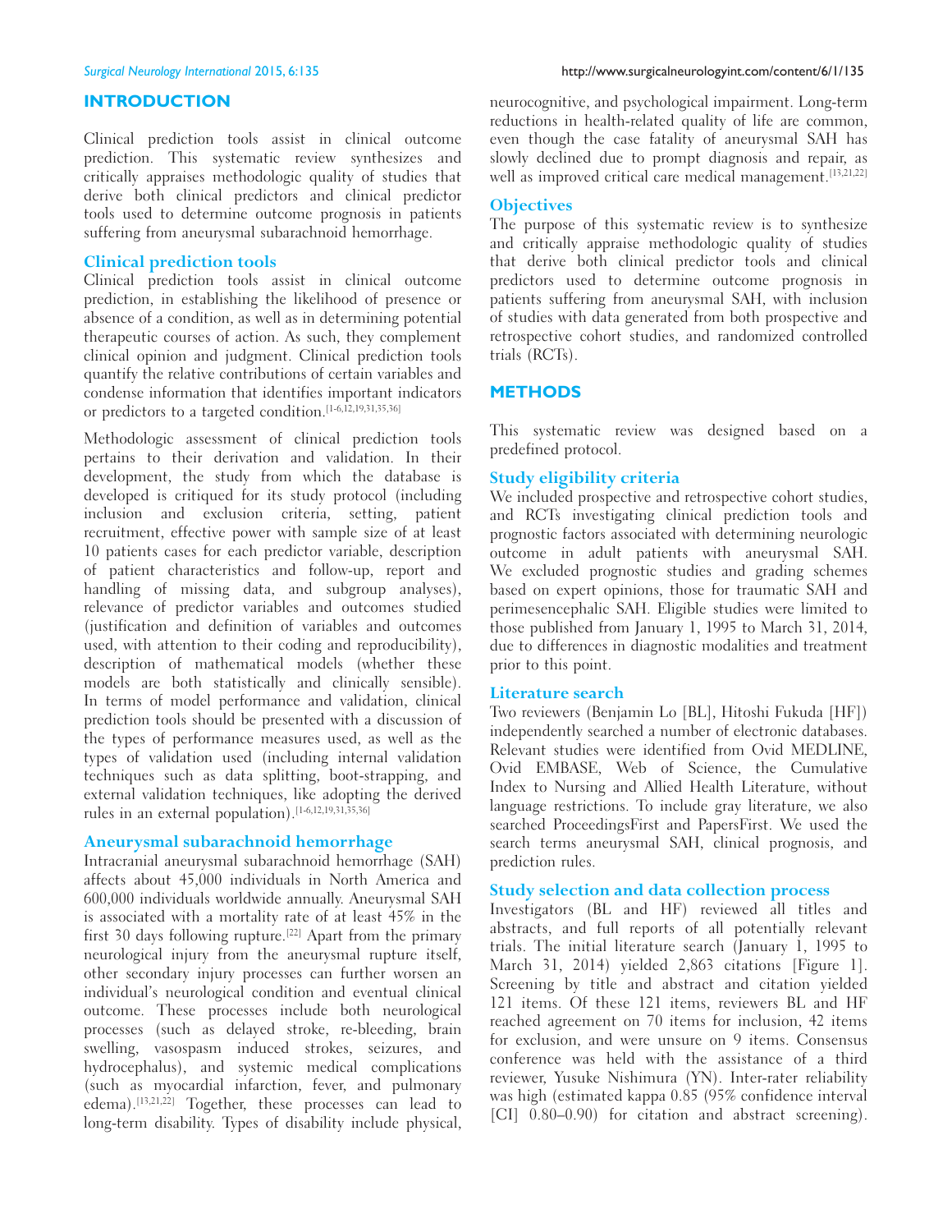## INTRODUCTION

Clinical prediction tools assist in clinical outcome prediction. This systematic review synthesizes and critically appraises methodologic quality of studies that derive both clinical predictors and clinical predictor tools used to determine outcome prognosis in patients suffering from aneurysmal subarachnoid hemorrhage.

### Clinical prediction tools

Clinical prediction tools assist in clinical outcome prediction, in establishing the likelihood of presence or absence of a condition, as well as in determining potential therapeutic courses of action. As such, they complement clinical opinion and judgment. Clinical prediction tools quantify the relative contributions of certain variables and condense information that identifies important indicators or predictors to a targeted condition.[1-6,12,19,31,35,36]

Methodologic assessment of clinical prediction tools pertains to their derivation and validation. In their development, the study from which the database is developed is critiqued for its study protocol (including inclusion and exclusion criteria, setting, patient recruitment, effective power with sample size of at least 10 patients cases for each predictor variable, description of patient characteristics and follow-up, report and handling of missing data, and subgroup analyses), relevance of predictor variables and outcomes studied (justification and definition of variables and outcomes used, with attention to their coding and reproducibility), description of mathematical models (whether these models are both statistically and clinically sensible). In terms of model performance and validation, clinical prediction tools should be presented with a discussion of the types of performance measures used, as well as the types of validation used (including internal validation techniques such as data splitting, boot-strapping, and external validation techniques, like adopting the derived rules in an external population).[1-6,12,19,31,35,36]

### Aneurysmal subarachnoid hemorrhage

Intracranial aneurysmal subarachnoid hemorrhage (SAH) affects about 45,000 individuals in North America and 600,000 individuals worldwide annually. Aneurysmal SAH is associated with a mortality rate of at least 45% in the first 30 days following rupture.[22] Apart from the primary neurological injury from the aneurysmal rupture itself, other secondary injury processes can further worsen an individual's neurological condition and eventual clinical outcome. These processes include both neurological processes (such as delayed stroke, re-bleeding, brain swelling, vasospasm induced strokes, seizures, and hydrocephalus), and systemic medical complications (such as myocardial infarction, fever, and pulmonary edema).[13,21,22] Together, these processes can lead to long-term disability. Types of disability include physical, neurocognitive, and psychological impairment. Long-term reductions in health-related quality of life are common, even though the case fatality of aneurysmal SAH has slowly declined due to prompt diagnosis and repair, as well as improved critical care medical management.[13,21,22]

### Objectives

The purpose of this systematic review is to synthesize and critically appraise methodologic quality of studies that derive both clinical predictor tools and clinical predictors used to determine outcome prognosis in patients suffering from aneurysmal SAH, with inclusion of studies with data generated from both prospective and retrospective cohort studies, and randomized controlled trials (RCTs).

## METHODS

This systematic review was designed based on a predefined protocol.

### Study eligibility criteria

We included prospective and retrospective cohort studies, and RCTs investigating clinical prediction tools and prognostic factors associated with determining neurologic outcome in adult patients with aneurysmal SAH. We excluded prognostic studies and grading schemes based on expert opinions, those for traumatic SAH and perimesencephalic SAH. Eligible studies were limited to those published from January 1, 1995 to March 31, 2014, due to differences in diagnostic modalities and treatment prior to this point.

### Literature search

Two reviewers (Benjamin Lo [BL], Hitoshi Fukuda [HF]) independently searched a number of electronic databases. Relevant studies were identified from Ovid MEDLINE, Ovid EMBASE, Web of Science, the Cumulative Index to Nursing and Allied Health Literature, without language restrictions. To include gray literature, we also searched ProceedingsFirst and PapersFirst. We used the search terms aneurysmal SAH, clinical prognosis, and prediction rules.

### Study selection and data collection process

Investigators (BL and HF) reviewed all titles and abstracts, and full reports of all potentially relevant trials. The initial literature search (January 1, 1995 to March 31, 2014) yielded 2,863 citations [Figure 1]. Screening by title and abstract and citation yielded 121 items. Of these 121 items, reviewers BL and HF reached agreement on 70 items for inclusion, 42 items for exclusion, and were unsure on 9 items. Consensus conference was held with the assistance of a third reviewer, Yusuke Nishimura (YN). Inter-rater reliability was high (estimated kappa 0.85 (95% confidence interval [CI] 0.80–0.90) for citation and abstract screening).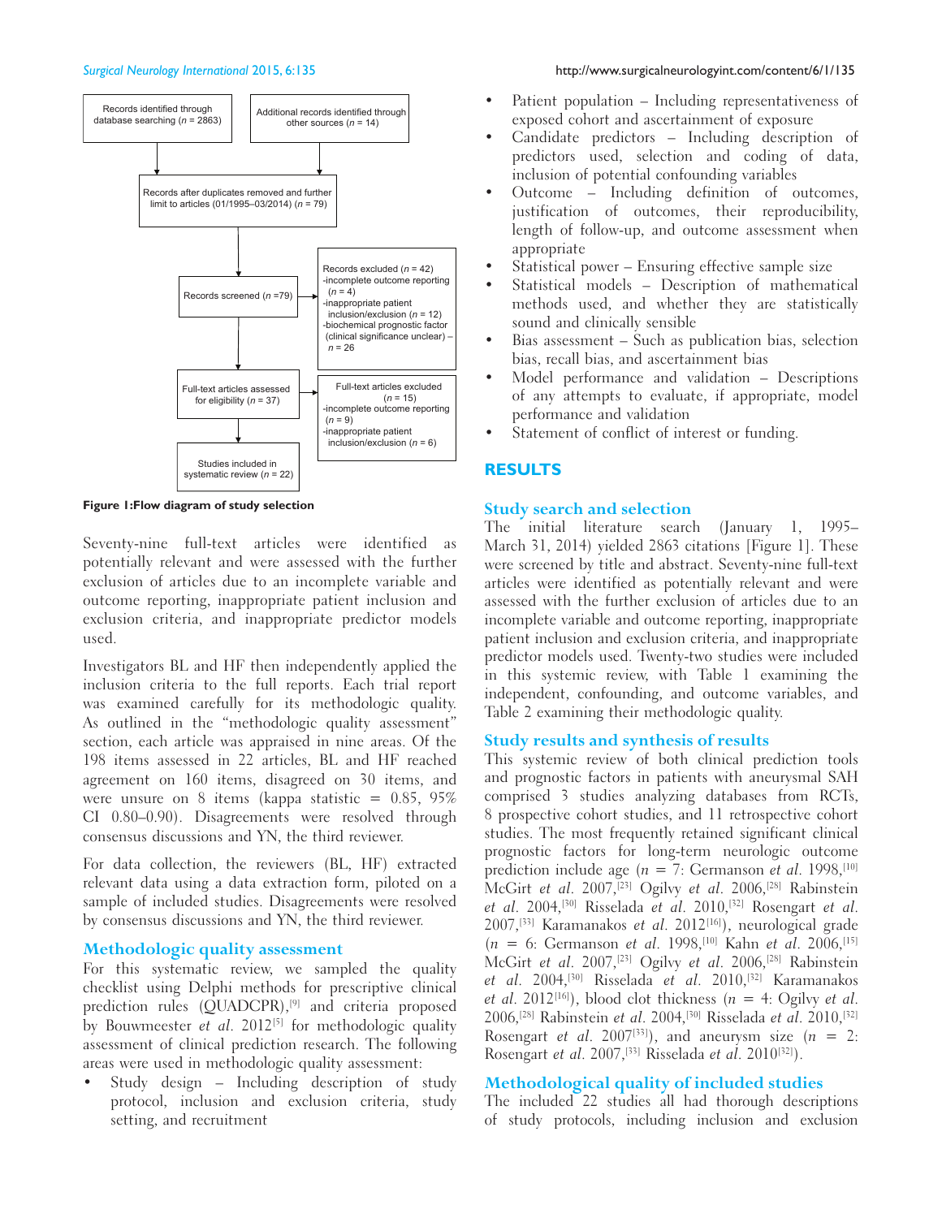Records identified through database searching ($n$ = 2863)

Additional records identified through other sources ($n$ = 14)

Records after duplicates removed and further limit to articles (01/1995–03/2014) ($n$ = 79)

Records screened ($n$ =79)

Records excluded ($n$ = 42)
-incomplete outcome reporting ($n$ = 4)
-inappropriate patient inclusion/exclusion ($n$ = 12)
-biochemical prognostic factor (clinical significance unclear) – $n$ = 26

Full-text articles assessed for eligibility ($n$ = 37)

Full-text articles excluded ($n$ = 15)
-incomplete outcome reporting ($n$ = 9)
-inappropriate patient inclusion/exclusion ($n$ = 6)

Studies included in systematic review ($n$ = 22)

**Figure 1: Flow diagram of study selection**

Seventy-nine full-text articles were identified as potentially relevant and were assessed with the further exclusion of articles due to an incomplete variable and outcome reporting, inappropriate patient inclusion and exclusion criteria, and inappropriate predictor models used.

Investigators BL and HF then independently applied the inclusion criteria to the full reports. Each trial report was examined carefully for its methodologic quality. As outlined in the "methodologic quality assessment" section, each article was appraised in nine areas. Of the 198 items assessed in 22 articles, BL and HF reached agreement on 160 items, disagreed on 30 items, and were unsure on 8 items (kappa statistic = 0.85, 95% CI 0.80–0.90). Disagreements were resolved through consensus discussions and YN, the third reviewer.

For data collection, the reviewers (BL, HF) extracted relevant data using a data extraction form, piloted on a sample of included studies. Disagreements were resolved by consensus discussions and YN, the third reviewer.

### Methodologic quality assessment

For this systemic review, we sampled the quality checklist using Delphi methods for prescriptive clinical prediction rules (QUADCPR),[9] and criteria proposed by Bouwmeester *et al.* 2012[5] for methodologic quality assessment of clinical prediction research. The following areas were used in methodologic quality assessment:

- Study design – Including description of study protocol, inclusion and exclusion criteria, study setting, and recruitment
- Patient population – Including representativeness of exposed cohort and ascertainment of exposure
- Candidate predictors – Including description of predictors used, selection and coding of data, inclusion of potential confounding variables
- Outcome – Including definition of outcomes, justification of outcomes, their reproducibility, length of follow-up, and outcome assessment when appropriate
- Statistical power – Ensuring effective sample size
- Statistical models – Description of mathematical methods used, and whether they are statistically sound and clinically sensible
- Bias assessment – Such as publication bias, selection bias, recall bias, and ascertainment bias
- Model performance and validation – Descriptions of any attempts to evaluate, if appropriate, model performance and validation
- Statement of conflict of interest or funding.

## RESULTS

### Study search and selection

The initial literature search (January 1, 1995–March 31, 2014) yielded 2863 citations [Figure 1]. These were screened by title and abstract. Seventy-nine full-text articles were identified as potentially relevant and were assessed with the further exclusion of articles due to an incomplete variable and outcome reporting, inappropriate patient inclusion and exclusion criteria, and inappropriate predictor models used. Twenty-two studies were included in this systemic review, with Table 1 examining the independent, confounding, and outcome variables, and Table 2 examining their methodologic quality.

### Study results and synthesis of results

This systemic review of both clinical prediction tools and prognostic factors in patients with aneurysmal SAH comprised 3 studies analyzing databases from RCTs, 8 prospective cohort studies, and 11 retrospective cohort studies. The most frequently retained significant clinical prognostic factors for long-term neurologic outcome prediction include age ($n$ = 7: Germanson *et al.* 1998,[10] McGirt *et al.* 2007,[23] Ogilvy *et al.* 2006,[28] Rabinstein *et al.* 2004,[30] Risselada *et al.* 2010,[32] Rosengart *et al.* 2007,[33] Karamanakos *et al.* 2012[16]), neurological grade ($n$ = 6: Germanson *et al.* 1998,[10] Kahn *et al.* 2006,[15] McGirt *et al.* 2007,[23] Ogilvy *et al.* 2006,[28] Rabinstein *et al.* 2004,[30] Risselada *et al.* 2010,[32] Karamanakos *et al.* 2012[16]), blood clot thickness ($n$ = 4: Ogilvy *et al.* 2006,[28] Rabinstein *et al.* 2004,[30] Risselada *et al.* 2010,[32] Rosengart *et al.* 2007[33]), and aneurysm size ($n$ = 2: Rosengart *et al.* 2007,[33] Risselada *et al.* 2010[32]).

### Methodological quality of included studies

The included 22 studies all had thorough descriptions of study protocols, including inclusion and exclusion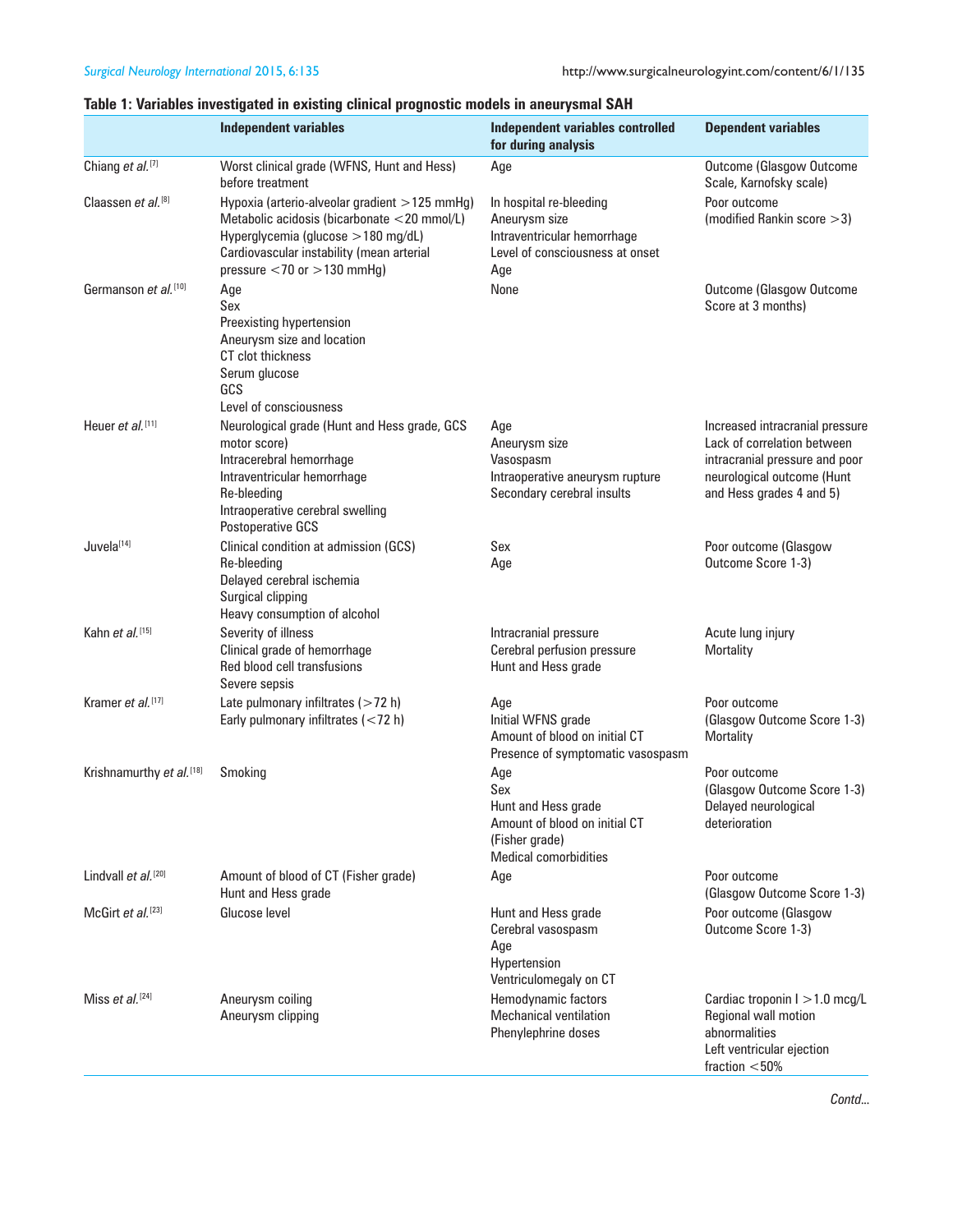**Table 1: Variables investigated in existing clinical prognostic models in aneurysmal SAH**

| | Independent variables | Independent variables controlled for during analysis | Dependent variables |
|---|---|---|---|
| Chiang *et al.*[7] | Worst clinical grade (WFNS, Hunt and Hess) before treatment | Age | Outcome (Glasgow Outcome Scale, Karnofsky scale) |
| Claassen *et al.*[8] | Hypoxia (arterio-alveolar gradient >125 mmHg)<br>Metabolic acidosis (bicarbonate <20 mmol/L)<br>Hyperglycemia (glucose >180 mg/dL)<br>Cardiovascular instability (mean arterial pressure <70 or >130 mmHg) | In hospital re-bleeding<br>Aneurysm size<br>Intraventricular hemorrhage<br>Level of consciousness at onset<br>Age | Poor outcome (modified Rankin score >3) |
| Germanson *et al.*[10] | Age<br>Sex<br>Preexisting hypertension<br>Aneurysm size and location<br>CT clot thickness<br>Serum glucose<br>GCS<br>Level of consciousness | None | Outcome (Glasgow Outcome Score at 3 months) |
| Heuer *et al.*[11] | Neurological grade (Hunt and Hess grade, GCS motor score)<br>Intracerebral hemorrhage<br>Intraventricular hemorrhage<br>Re-bleeding<br>Intraoperative cerebral swelling<br>Postoperative GCS | Age<br>Aneurysm size<br>Vasospasm<br>Intraoperative aneurysm rupture<br>Secondary cerebral insults | Increased intracranial pressure<br>Lack of correlation between intracranial pressure and poor neurological outcome (Hunt and Hess grades 4 and 5) |
| Juvela[14] | Clinical condition at admission (GCS)<br>Re-bleeding<br>Delayed cerebral ischemia<br>Surgical clipping<br>Heavy consumption of alcohol | Sex<br>Age | Poor outcome (Glasgow Outcome Score 1-3) |
| Kahn *et al.*[15] | Severity of illness<br>Clinical grade of hemorrhage<br>Red blood cell transfusions<br>Severe sepsis | Intracranial pressure<br>Cerebral perfusion pressure<br>Hunt and Hess grade | Acute lung injury<br>Mortality |
| Kramer *et al.*[17] | Late pulmonary infiltrates (>72 h)<br>Early pulmonary infiltrates (<72 h) | Age<br>Initial WFNS grade<br>Amount of blood on initial CT<br>Presence of symptomatic vasospasm | Poor outcome (Glasgow Outcome Score 1-3)<br>Mortality |
| Krishnamurthy *et al.*[18] | Smoking | Age<br>Sex<br>Hunt and Hess grade<br>Amount of blood on initial CT (Fisher grade)<br>Medical comorbidities | Poor outcome (Glasgow Outcome Score 1-3)<br>Delayed neurological deterioration |
| Lindvall *et al.*[20] | Amount of blood of CT (Fisher grade)<br>Hunt and Hess grade | Age | Poor outcome (Glasgow Outcome Score 1-3) |
| McGirt *et al.*[23] | Glucose level | Hunt and Hess grade<br>Cerebral vasospasm<br>Age<br>Hypertension<br>Ventriculomegaly on CT | Poor outcome (Glasgow Outcome Score 1-3) |
| Miss *et al.*[24] | Aneurysm coiling<br>Aneurysm clipping | Hemodynamic factors<br>Mechanical ventilation<br>Phenylephrine doses | Cardiac troponin I >1.0 mcg/L<br>Regional wall motion abnormalities<br>Left ventricular ejection fraction <50% |

*Contd...*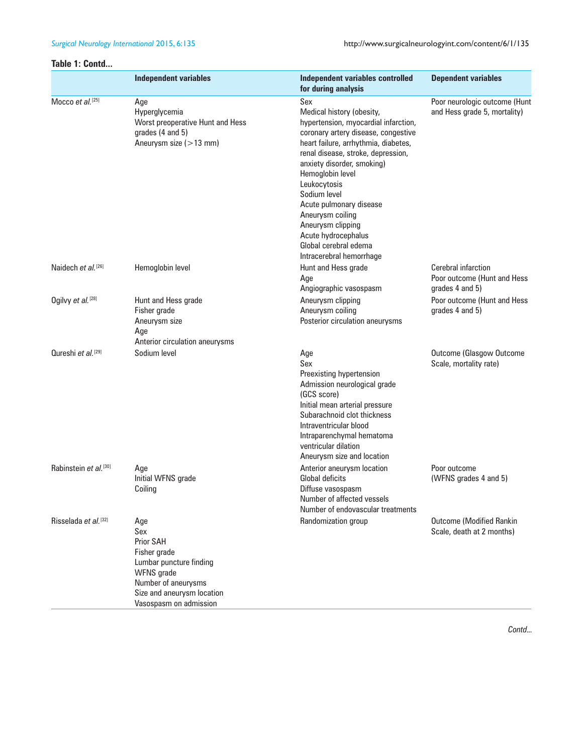**Table 1: Contd...**

| | Independent variables | Independent variables controlled for during analysis | Dependent variables |
|---|---|---|---|
| Mocco *et al.*[25] | Age<br>Hyperglycemia<br>Worst preoperative Hunt and Hess grades (4 and 5)<br>Aneurysm size (>13 mm) | Sex<br>Medical history (obesity, hypertension, myocardial infarction, coronary artery disease, congestive heart failure, arrhythmia, diabetes, renal disease, stroke, depression, anxiety disorder, smoking)<br>Hemoglobin level<br>Leukocytosis<br>Sodium level<br>Acute pulmonary disease<br>Aneurysm coiling<br>Aneurysm clipping<br>Acute hydrocephalus<br>Global cerebral edema<br>Intracerebral hemorrhage | Poor neurologic outcome (Hunt and Hess grade 5, mortality) |
| Naidech *et al.*[26] | Hemoglobin level | Hunt and Hess grade<br>Age<br>Angiographic vasospasm | Cerebral infarction<br>Poor outcome (Hunt and Hess grades 4 and 5) |
| Ogilvy *et al.*[28] | Hunt and Hess grade<br>Fisher grade<br>Aneurysm size<br>Age<br>Anterior circulation aneurysms | Aneurysm clipping<br>Aneurysm coiling<br>Posterior circulation aneurysms | Poor outcome (Hunt and Hess grades 4 and 5) |
| Qureshi *et al.*[29] | Sodium level | Age<br>Sex<br>Preexisting hypertension<br>Admission neurological grade (GCS score)<br>Initial mean arterial pressure<br>Subarachnoid clot thickness<br>Intraventricular blood<br>Intraparenchymal hematoma<br>ventricular dilation<br>Aneurysm size and location | Outcome (Glasgow Outcome Scale, mortality rate) |
| Rabinstein *et al.*[30] | Age<br>Initial WFNS grade<br>Coiling | Anterior aneurysm location<br>Global deficits<br>Diffuse vasospasm<br>Number of affected vessels<br>Number of endovascular treatments | Poor outcome (WFNS grades 4 and 5) |
| Risselada *et al.*[32] | Age<br>Sex<br>Prior SAH<br>Fisher grade<br>Lumbar puncture finding<br>WFNS grade<br>Number of aneurysms<br>Size and aneurysm location<br>Vasospasm on admission | Randomization group | Outcome (Modified Rankin Scale, death at 2 months) |

*Contd...*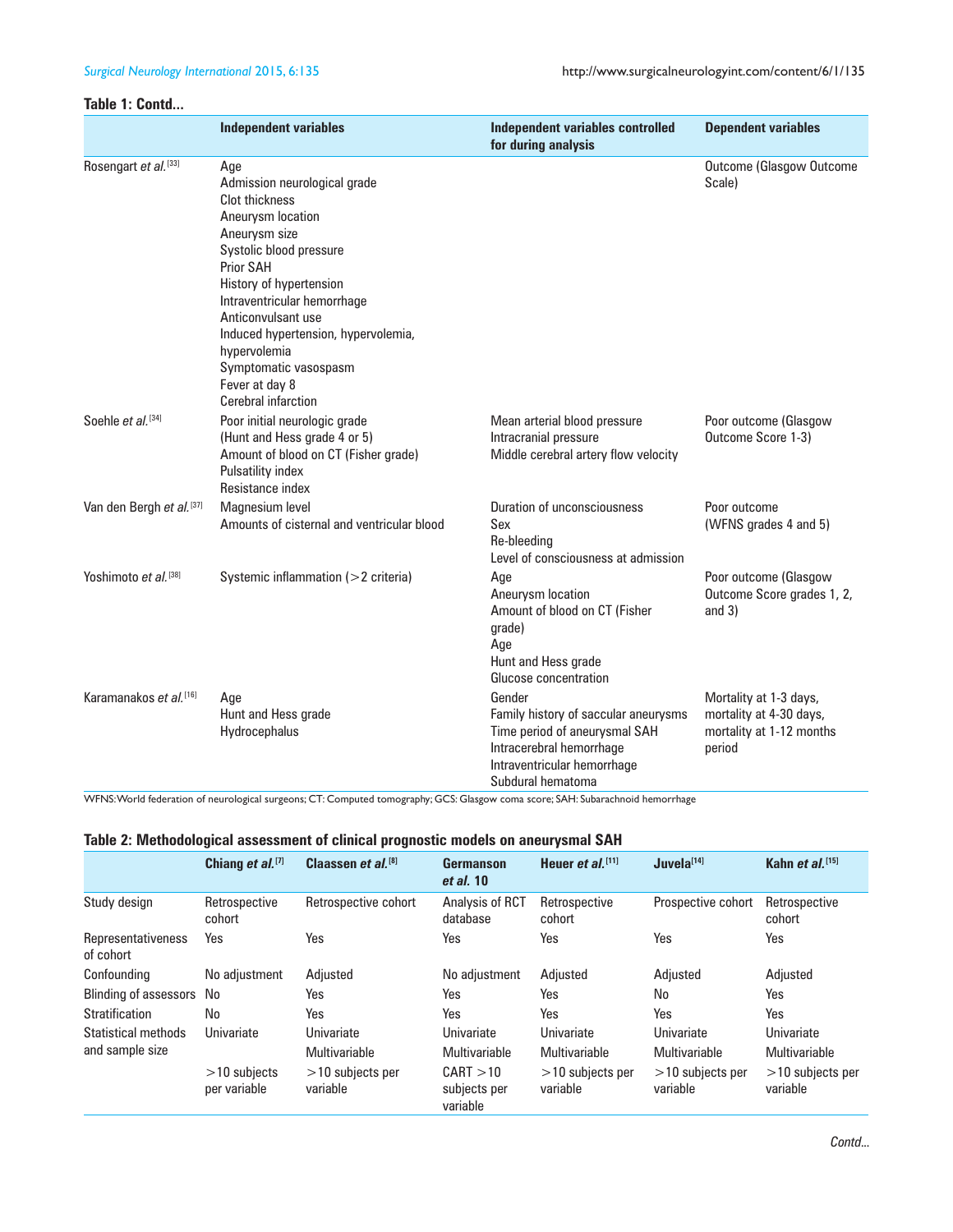**Table 1: Contd...**

| | Independent variables | Independent variables controlled for during analysis | Dependent variables |
|---|---|---|---|
| Rosengart *et al.*[33] | Age<br>Admission neurological grade<br>Clot thickness<br>Aneurysm location<br>Aneurysm size<br>Systolic blood pressure<br>Prior SAH<br>History of hypertension<br>Intraventricular hemorrhage<br>Anticonvulsant use<br>Induced hypertension, hypervolemia, hypervolemia<br>Symptomatic vasospasm<br>Fever at day 8<br>Cerebral infarction | | Outcome (Glasgow Outcome Scale) |
| Soehle *et al.*[34] | Poor initial neurologic grade (Hunt and Hess grade 4 or 5)<br>Amount of blood on CT (Fisher grade)<br>Pulsatility index<br>Resistance index | Mean arterial blood pressure<br>Intracranial pressure<br>Middle cerebral artery flow velocity | Poor outcome (Glasgow Outcome Score 1-3) |
| Van den Bergh *et al.*[37] | Magnesium level<br>Amounts of cisternal and ventricular blood | Duration of unconsciousness<br>Sex<br>Re-bleeding<br>Level of consciousness at admission | Poor outcome (WFNS grades 4 and 5) |
| Yoshimoto *et al.*[38] | Systemic inflammation (>2 criteria) | Age<br>Aneurysm location<br>Amount of blood on CT (Fisher grade)<br>Age<br>Hunt and Hess grade<br>Glucose concentration | Poor outcome (Glasgow Outcome Score grades 1, 2, and 3) |
| Karamanakos *et al.*[16] | Age<br>Hunt and Hess grade<br>Hydrocephalus | Gender<br>Family history of saccular aneurysms<br>Time period of aneurysmal SAH<br>Intracerebral hemorrhage<br>Intraventricular hemorrhage<br>Subdural hematoma | Mortality at 1-3 days, mortality at 4-30 days, mortality at 1-12 months period |

WFNS: World federation of neurological surgeons; CT: Computed tomography; GCS: Glasgow coma score; SAH: Subarachnoid hemorrhage

**Table 2: Methodological assessment of clinical prognostic models on aneurysmal SAH**

| | Chiang *et al.*[7] | Claassen *et al.*[8] | Germanson *et al.* 10 | Heuer *et al.*[11] | Juvela[14] | Kahn *et al.*[15] |
|---|---|---|---|---|---|---|
| Study design | Retrospective cohort | Retrospective cohort | Analysis of RCT database | Retrospective cohort | Prospective cohort | Retrospective cohort |
| Representativeness of cohort | Yes | Yes | Yes | Yes | Yes | Yes |
| Confounding | No adjustment | Adjusted | No adjustment | Adjusted | Adjusted | Adjusted |
| Blinding of assessors | No | Yes | Yes | Yes | No | Yes |
| Stratification | No | Yes | Yes | Yes | Yes | Yes |
| Statistical methods and sample size | Univariate<br><br>>10 subjects per variable | Univariate<br>Multivariable<br>>10 subjects per variable | Univariate<br>Multivariable<br>CART >10 subjects per variable | Univariate<br>Multivariable<br>>10 subjects per variable | Univariate<br>Multivariable<br>>10 subjects per variable | Univariate<br>Multivariable<br>>10 subjects per variable |

*Contd...*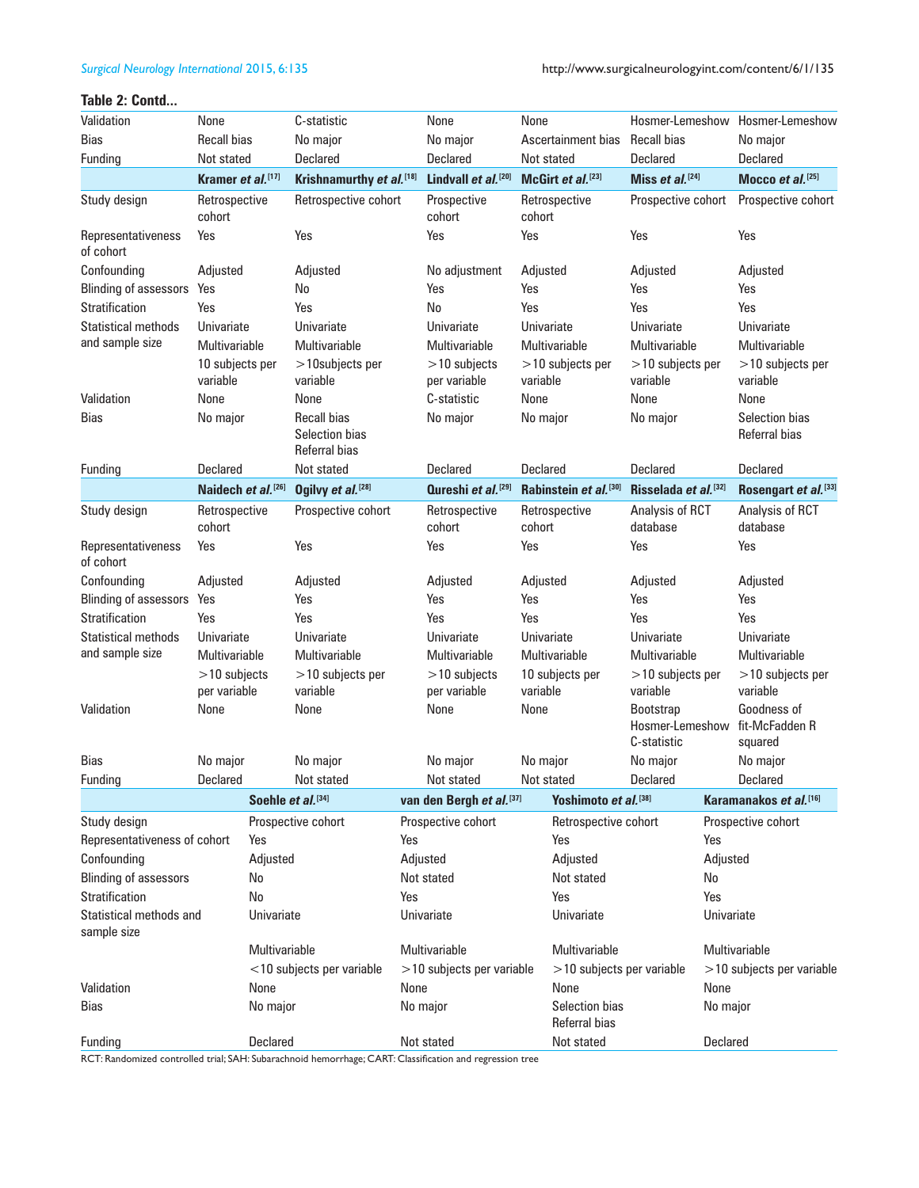**Table 2: Contd...**

| | | | | | | |
|---|---|---|---|---|---|---|
| Validation | None | C-statistic | None | None | Hosmer-Lemeshow | Hosmer-Lemeshow |
| Bias | Recall bias | No major | No major | Ascertainment bias | Recall bias | No major |
| Funding | Not stated | Declared | Declared | Not stated | Declared | Declared |
| | **Kramer *et al.*[17]** | **Krishnamurthy *et al.*[18]** | **Lindvall *et al.*[20]** | **McGirt *et al.*[23]** | **Miss *et al.*[24]** | **Mocco *et al.*[25]** |
| Study design | Retrospective cohort | Retrospective cohort | Prospective cohort | Retrospective cohort | Prospective cohort | Prospective cohort |
| Representativeness of cohort | Yes | Yes | Yes | Yes | Yes | Yes |
| Confounding | Adjusted | Adjusted | No adjustment | Adjusted | Adjusted | Adjusted |
| Blinding of assessors | Yes | No | Yes | Yes | Yes | Yes |
| Stratification | Yes | Yes | No | Yes | Yes | Yes |
| Statistical methods and sample size | Univariate<br>Multivariable<br>10 subjects per variable | Univariate<br>Multivariable<br>>10subjects per variable | Univariate<br>Multivariable<br>>10 subjects per variable | Univariate<br>Multivariable<br>>10 subjects per variable | Univariate<br>Multivariable<br>>10 subjects per variable | Univariate<br>Multivariable<br>>10 subjects per variable |
| Validation | None | None | C-statistic | None | None | None |
| Bias | No major | Recall bias<br>Selection bias<br>Referral bias | No major | No major | No major | Selection bias<br>Referral bias |
| Funding | Declared | Not stated | Declared | Declared | Declared | Declared |
| | **Naidech *et al.*[26]** | **Ogilvy *et al.*[28]** | **Qureshi *et al.*[29]** | **Rabinstein *et al.*[30]** | **Risselada *et al.*[32]** | **Rosengart *et al.*[33]** |
| Study design | Retrospective cohort | Prospective cohort | Retrospective cohort | Retrospective cohort | Analysis of RCT database | Analysis of RCT database |
| Representativeness of cohort | Yes | Yes | Yes | Yes | Yes | Yes |
| Confounding | Adjusted | Adjusted | Adjusted | Adjusted | Adjusted | Adjusted |
| Blinding of assessors | Yes | Yes | Yes | Yes | Yes | Yes |
| Stratification | Yes | Yes | Yes | Yes | Yes | Yes |
| Statistical methods and sample size | Univariate<br>Multivariable<br>>10 subjects per variable | Univariate<br>Multivariable<br>>10 subjects per variable | Univariate<br>Multivariable<br>>10 subjects per variable | Univariate<br>Multivariable<br>10 subjects per variable | Univariate<br>Multivariable<br>>10 subjects per variable | Univariate<br>Multivariable<br>>10 subjects per variable |
| Validation | None | None | None | None | Bootstrap<br>Hosmer-Lemeshow<br>C-statistic | Goodness of fit-McFadden R squared |
| Bias | No major | No major | No major | No major | No major | No major |
| Funding | Declared | Not stated | Not stated | Not stated | Declared | Declared |

| | **Soehle *et al.*[34]** | **van den Bergh *et al.*[37]** | **Yoshimoto *et al.*[38]** | **Karamanakos *et al.*[16]** |
|---|---|---|---|---|
| Study design | Prospective cohort | Prospective cohort | Retrospective cohort | Prospective cohort |
| Representativeness of cohort | Yes | Yes | Yes | Yes |
| Confounding | Adjusted | Adjusted | Adjusted | Adjusted |
| Blinding of assessors | No | Not stated | Not stated | No |
| Stratification | No | Yes | Yes | Yes |
| Statistical methods and sample size | Univariate<br>Multivariable<br><10 subjects per variable | Univariate<br>Multivariable<br>>10 subjects per variable | Univariate<br>Multivariable<br>>10 subjects per variable | Univariate<br>Multivariable<br>>10 subjects per variable |
| Validation | None | None | None | None |
| Bias | No major | No major | Selection bias<br>Referral bias | No major |
| Funding | Declared | Not stated | Not stated | Declared |

RCT: Randomized controlled trial; SAH: Subarachnoid hemorrhage; CART: Classification and regression tree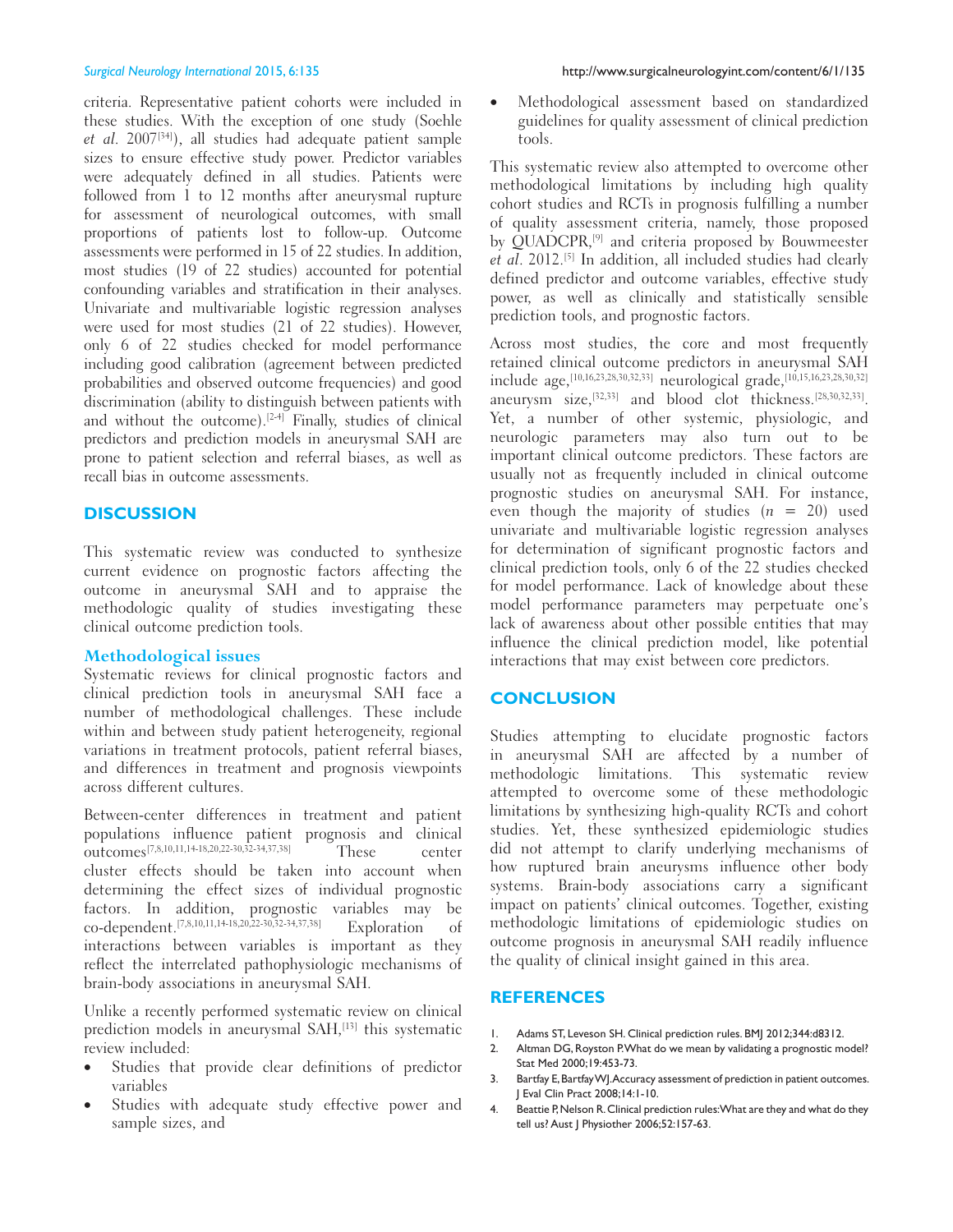criteria. Representative patient cohorts were included in these studies. With the exception of one study (Soehle *et al*. 2007[34]), all studies had adequate patient sample sizes to ensure effective study power. Predictor variables were adequately defined in all studies. Patients were followed from 1 to 12 months after aneurysmal rupture for assessment of neurological outcomes, with small proportions of patients lost to follow-up. Outcome assessments were performed in 15 of 22 studies. In addition, most studies (19 of 22 studies) accounted for potential confounding variables and stratification in their analyses. Univariate and multivariable logistic regression analyses were used for most studies (21 of 22 studies). However, only 6 of 22 studies checked for model performance including good calibration (agreement between predicted probabilities and observed outcome frequencies) and good discrimination (ability to distinguish between patients with and without the outcome).[2-4] Finally, studies of clinical predictors and prediction models in aneurysmal SAH are prone to patient selection and referral biases, as well as recall bias in outcome assessments.

## DISCUSSION

This systematic review was conducted to synthesize current evidence on prognostic factors affecting the outcome in aneurysmal SAH and to appraise the methodologic quality of studies investigating these clinical outcome prediction tools.

### Methodological issues

Systematic reviews for clinical prognostic factors and clinical prediction tools in aneurysmal SAH face a number of methodological challenges. These include within and between study patient heterogeneity, regional variations in treatment protocols, patient referral biases, and differences in treatment and prognosis viewpoints across different cultures.

Between-center differences in treatment and patient populations influence patient prognosis and clinical outcomes[7,8,10,11,14-18,20,22-30,32-34,37,38] These center cluster effects should be taken into account when determining the effect sizes of individual prognostic factors. In addition, prognostic variables may be co-dependent.[7,8,10,11,14-18,20,22-30,32-34,37,38] Exploration of interactions between variables is important as they reflect the interrelated pathophysiologic mechanisms of brain-body associations in aneurysmal SAH.

Unlike a recently performed systematic review on clinical prediction models in aneurysmal SAH,[13] this systematic review included:

- Studies that provide clear definitions of predictor variables
- Studies with adequate study effective power and sample sizes, and
- Methodological assessment based on standardized guidelines for quality assessment of clinical prediction tools.

This systematic review also attempted to overcome other methodological limitations by including high quality cohort studies and RCTs in prognosis fulfilling a number of quality assessment criteria, namely, those proposed by QUADCPR,[9] and criteria proposed by Bouwmeester *et al*. 2012.[5] In addition, all included studies had clearly defined predictor and outcome variables, effective study power, as well as clinically and statistically sensible prediction tools, and prognostic factors.

Across most studies, the core and most frequently retained clinical outcome predictors in aneurysmal SAH include age,[10,16,23,28,30,32,33] neurological grade,[10,15,16,23,28,30,32] aneurysm size,[32,33] and blood clot thickness.[28,30,32,33]. Yet, a number of other systemic, physiologic, and neurologic parameters may also turn out to be important clinical outcome predictors. These factors are usually not as frequently included in clinical outcome prognostic studies on aneurysmal SAH. For instance, even though the majority of studies ($n$ = 20) used univariate and multivariable logistic regression analyses for determination of significant prognostic factors and clinical prediction tools, only 6 of the 22 studies checked for model performance. Lack of knowledge about these model performance parameters may perpetuate one's lack of awareness about other possible entities that may influence the clinical prediction model, like potential interactions that may exist between core predictors.

## CONCLUSION

Studies attempting to elucidate prognostic factors in aneurysmal SAH are affected by a number of methodologic limitations. This systematic review attempted to overcome some of these methodologic limitations by synthesizing high-quality RCTs and cohort studies. Yet, these synthesized epidemiologic studies did not attempt to clarify underlying mechanisms of how ruptured brain aneurysms influence other body systems. Brain-body associations carry a significant impact on patients' clinical outcomes. Together, existing methodologic limitations of epidemiologic studies on outcome prognosis in aneurysmal SAH readily influence the quality of clinical insight gained in this area.

## REFERENCES

1. Adams ST, Leveson SH. Clinical prediction rules. BMJ 2012;344:d8312.
2. Altman DG, Royston P. What do we mean by validating a prognostic model? Stat Med 2000;19:453-73.
3. Bartfay E, Bartfay WJ. Accuracy assessment of prediction in patient outcomes. J Eval Clin Pract 2008;14:1-10.
4. Beattie P, Nelson R. Clinical prediction rules: What are they and what do they tell us? Aust J Physiother 2006;52:157-63.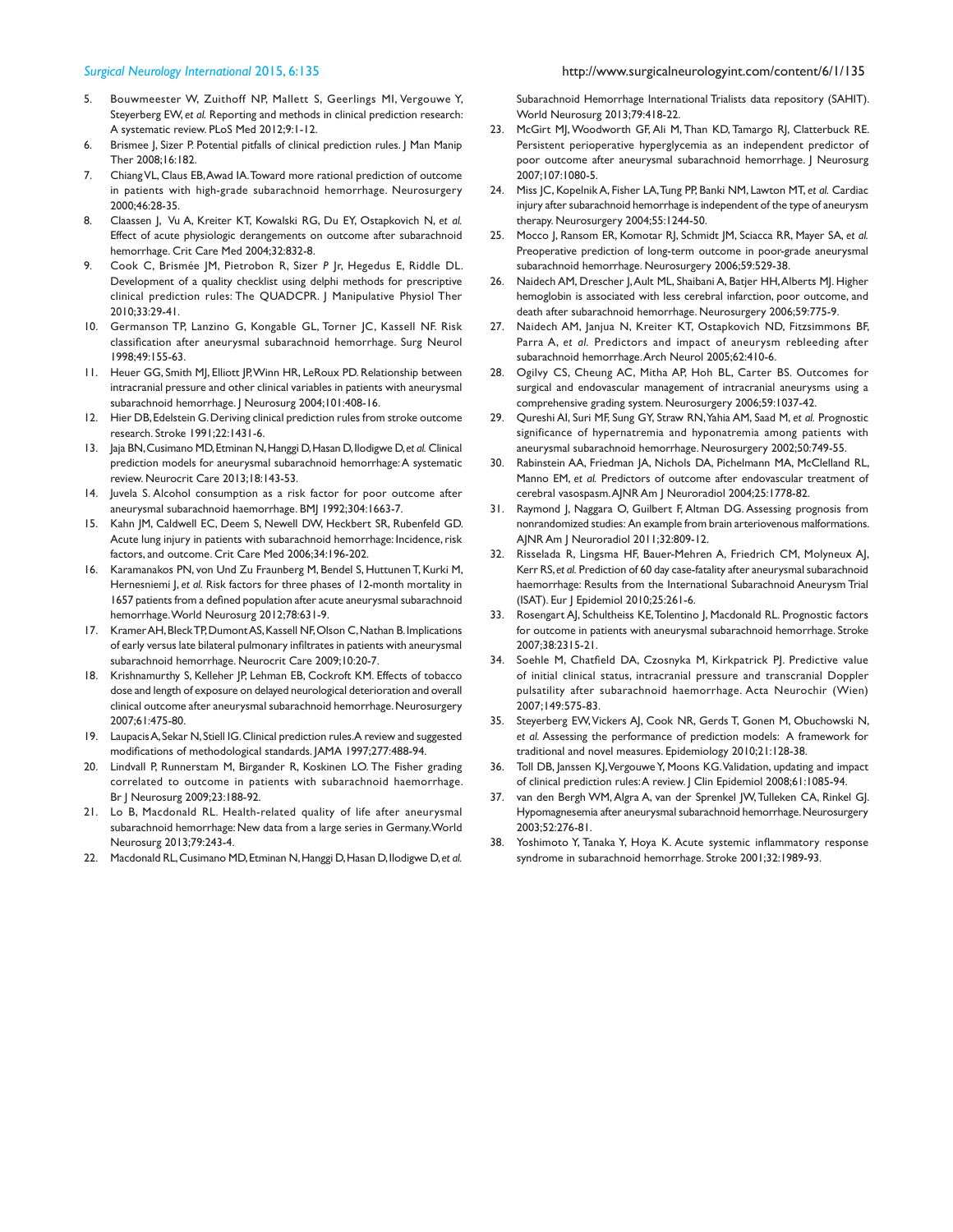5. Bouwmeester W, Zuithoff NP, Mallett S, Geerlings MI, Vergouwe Y, Steyerberg EW, *et al.* Reporting and methods in clinical prediction research: A systematic review. PLoS Med 2012;9:1-12.
6. Brismee J, Sizer P. Potential pitfalls of clinical prediction rules. J Man Manip Ther 2008;16:182.
7. Chiang VL, Claus EB, Awad IA. Toward more rational prediction of outcome in patients with high-grade subarachnoid hemorrhage. Neurosurgery 2000;46:28-35.
8. Claassen J, Vu A, Kreiter KT, Kowalski RG, Du EY, Ostapkovich N, *et al.* Effect of acute physiologic derangements on outcome after subarachnoid hemorrhage. Crit Care Med 2004;32:832-8.
9. Cook C, Brismée JM, Pietrobon R, Sizer P Jr, Hegedus E, Riddle DL. Development of a quality checklist using delphi methods for prescriptive clinical prediction rules: The QUADCPR. J Manipulative Physiol Ther 2010;33:29-41.
10. Germanson TP, Lanzino G, Kongable GL, Torner JC, Kassell NF. Risk classification after aneurysmal subarachnoid hemorrhage. Surg Neurol 1998;49:155-63.
11. Heuer GG, Smith MJ, Elliott JP, Winn HR, LeRoux PD. Relationship between intracranial pressure and other clinical variables in patients with aneurysmal subarachnoid hemorrhage. J Neurosurg 2004;101:408-16.
12. Hier DB, Edelstein G. Deriving clinical prediction rules from stroke outcome research. Stroke 1991;22:1431-6.
13. Jaja BN, Cusimano MD, Etminan N, Hanggi D, Hasan D, Ilodigwe D, *et al.* Clinical prediction models for aneurysmal subarachnoid hemorrhage: A systematic review. Neurocrit Care 2013;18:143-53.
14. Juvela S. Alcohol consumption as a risk factor for poor outcome after aneurysmal subarachnoid haemorrhage. BMJ 1992;304:1663-7.
15. Kahn JM, Caldwell EC, Deem S, Newell DW, Heckbert SR, Rubenfeld GD. Acute lung injury in patients with subarachnoid hemorrhage: Incidence, risk factors, and outcome. Crit Care Med 2006;34:196-202.
16. Karamanakos PN, von Und Zu Fraunberg M, Bendel S, Huttunen T, Kurki M, Hernesniemi J, *et al.* Risk factors for three phases of 12-month mortality in 1657 patients from a defined population after acute aneurysmal subarachnoid hemorrhage. World Neurosurg 2012;78:631-9.
17. Kramer AH, Bleck TP, Dumont AS, Kassell NF, Olson C, Nathan B. Implications of early versus late bilateral pulmonary infiltrates in patients with aneurysmal subarachnoid hemorrhage. Neurocrit Care 2009;10:20-7.
18. Krishnamurthy S, Kelleher JP, Lehman EB, Cockroft KM. Effects of tobacco dose and length of exposure on delayed neurological deterioration and overall clinical outcome after aneurysmal subarachnoid hemorrhage. Neurosurgery 2007;61:475-80.
19. Laupacis A, Sekar N, Stiell IG. Clinical prediction rules. A review and suggested modifications of methodological standards. JAMA 1997;277:488-94.
20. Lindvall P, Runnerstam M, Birgander R, Koskinen LO. The Fisher grading correlated to outcome in patients with subarachnoid haemorrhage. Br J Neurosurg 2009;23:188-92.
21. Lo B, Macdonald RL. Health-related quality of life after aneurysmal subarachnoid hemorrhage: New data from a large series in Germany. World Neurosurg 2013;79:243-4.
22. Macdonald RL, Cusimano MD, Etminan N, Hanggi D, Hasan D, Ilodigwe D, *et al.* Subarachnoid Hemorrhage International Trialists data repository (SAHIT). World Neurosurg 2013;79:418-22.
23. McGirt MJ, Woodworth GF, Ali M, Than KD, Tamargo RJ, Clatterbuck RE. Persistent perioperative hyperglycemia as an independent predictor of poor outcome after aneurysmal subarachnoid hemorrhage. J Neurosurg 2007;107:1080-5.
24. Miss JC, Kopelnik A, Fisher LA, Tung PP, Banki NM, Lawton MT, *et al.* Cardiac injury after subarachnoid hemorrhage is independent of the type of aneurysm therapy. Neurosurgery 2004;55:1244-50.
25. Mocco J, Ransom ER, Komotar RJ, Schmidt JM, Sciacca RR, Mayer SA, *et al.* Preoperative prediction of long-term outcome in poor-grade aneurysmal subarachnoid hemorrhage. Neurosurgery 2006;59:529-38.
26. Naidech AM, Drescher J, Ault ML, Shaibani A, Batjer HH, Alberts MJ. Higher hemoglobin is associated with less cerebral infarction, poor outcome, and death after subarachnoid hemorrhage. Neurosurgery 2006;59:775-9.
27. Naidech AM, Janjua N, Kreiter KT, Ostapkovich ND, Fitzsimmons BF, Parra A, *et al.* Predictors and impact of aneurysm rebleeding after subarachnoid hemorrhage. Arch Neurol 2005;62:410-6.
28. Ogilvy CS, Cheung AC, Mitha AP, Hoh BL, Carter BS. Outcomes for surgical and endovascular management of intracranial aneurysms using a comprehensive grading system. Neurosurgery 2006;59:1037-42.
29. Qureshi AI, Suri MF, Sung GY, Straw RN, Yahia AM, Saad M, *et al.* Prognostic significance of hypernatremia and hyponatremia among patients with aneurysmal subarachnoid hemorrhage. Neurosurgery 2002;50:749-55.
30. Rabinstein AA, Friedman JA, Nichols DA, Pichelmann MA, McClelland RL, Manno EM, *et al.* Predictors of outcome after endovascular treatment of cerebral vasospasm. AJNR Am J Neuroradiol 2004;25:1778-82.
31. Raymond J, Naggara O, Guilbert F, Altman DG. Assessing prognosis from nonrandomized studies: An example from brain arteriovenous malformations. AJNR Am J Neuroradiol 2011;32:809-12.
32. Risselada R, Lingsma HF, Bauer-Mehren A, Friedrich CM, Molyneux AJ, Kerr RS, *et al.* Prediction of 60 day case-fatality after aneurysmal subarachnoid haemorrhage: Results from the International Subarachnoid Aneurysm Trial (ISAT). Eur J Epidemiol 2010;25:261-6.
33. Rosengart AJ, Schultheiss KE, Tolentino J, Macdonald RL. Prognostic factors for outcome in patients with aneurysmal subarachnoid hemorrhage. Stroke 2007;38:2315-21.
34. Soehle M, Chatfield DA, Czosnyka M, Kirkpatrick PJ. Predictive value of initial clinical status, intracranial pressure and transcranial Doppler pulsatility after subarachnoid haemorrhage. Acta Neurochir (Wien) 2007;149:575-83.
35. Steyerberg EW, Vickers AJ, Cook NR, Gerds T, Gonen M, Obuchowski N, *et al.* Assessing the performance of prediction models: A framework for traditional and novel measures. Epidemiology 2010;21:128-38.
36. Toll DB, Janssen KJ, Vergouwe Y, Moons KG. Validation, updating and impact of clinical prediction rules: A review. J Clin Epidemiol 2008;61:1085-94.
37. van den Bergh WM, Algra A, van der Sprenkel JW, Tulleken CA, Rinkel GJ. Hypomagnesemia after aneurysmal subarachnoid hemorrhage. Neurosurgery 2003;52:276-81.
38. Yoshimoto Y, Tanaka Y, Hoya K. Acute systemic inflammatory response syndrome in subarachnoid hemorrhage. Stroke 2001;32:1989-93.